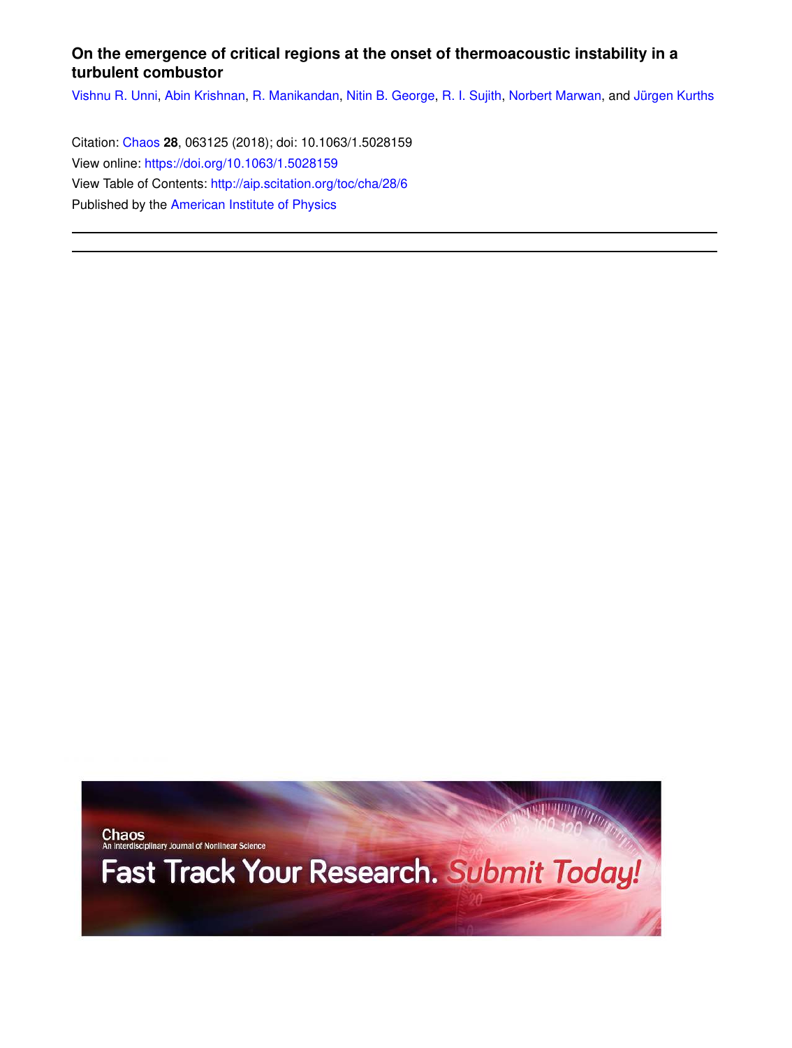**On the emergence of critical regions at the onset of thermoacoustic instability in a turbulent combustor**

Vishnu R. Unni, Abin Krishnan, R. Manikandan, Nitin B. George, R. I. Sujith, Norbert Marwan, and Jürgen Kurths

Citation: Chaos **28**, 063125 (2018); doi: 10.1063/1.5028159
View online: https://doi.org/10.1063/1.5028159
View Table of Contents: http://aip.scitation.org/toc/cha/28/6
Published by the American Institute of Physics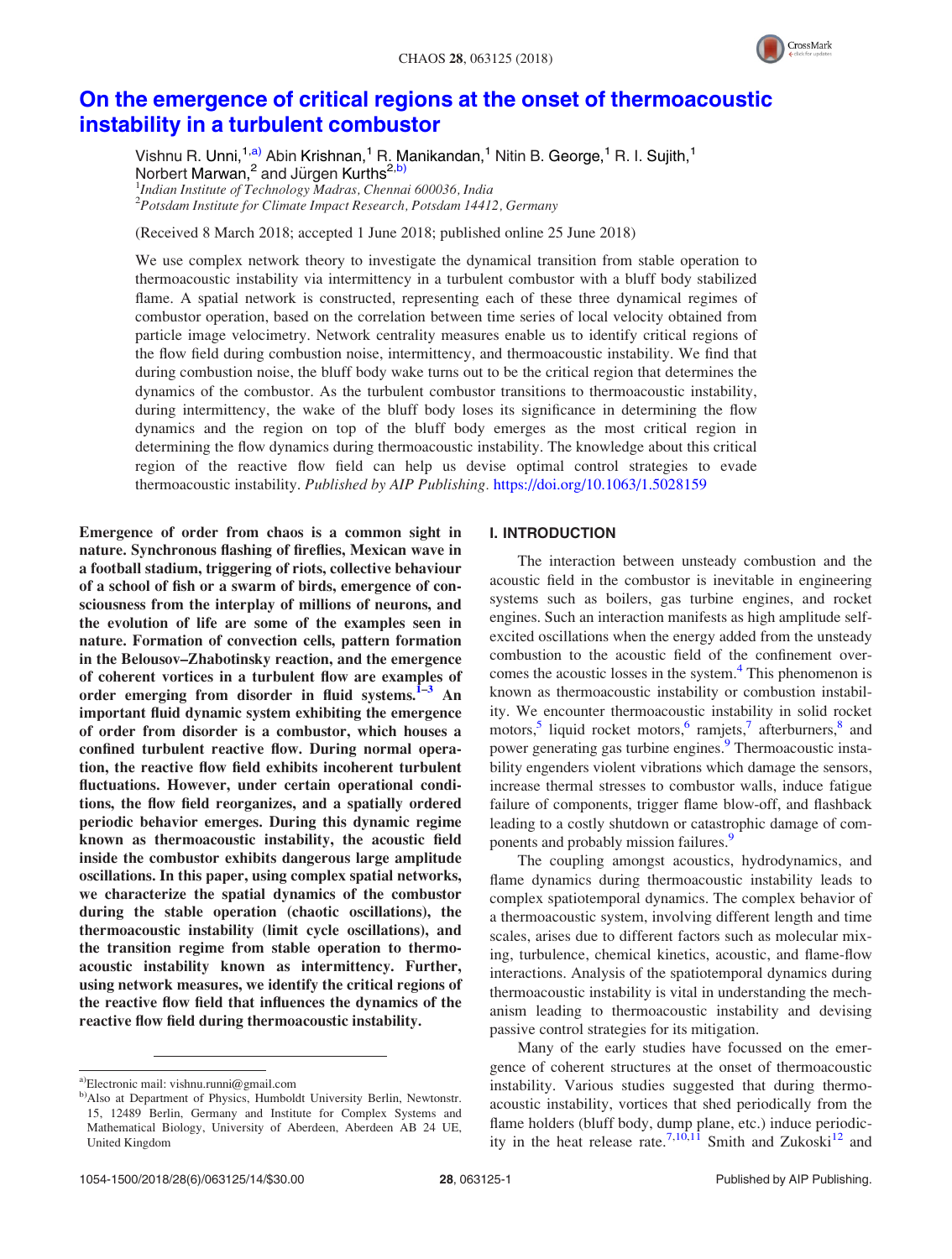# On the emergence of critical regions at the onset of thermoacoustic instability in a turbulent combustor

Vishnu R. Unni,[1,a)] Abin Krishnan,[1] R. Manikandan,[1] Nitin B. George,[1] R. I. Sujith,[1] Norbert Marwan,[2] and Jürgen Kurths[2,b)]

[1]Indian Institute of Technology Madras, Chennai 600036, India
[2]Potsdam Institute for Climate Impact Research, Potsdam 14412, Germany

(Received 8 March 2018; accepted 1 June 2018; published online 25 June 2018)

We use complex network theory to investigate the dynamical transition from stable operation to thermoacoustic instability via intermittency in a turbulent combustor with a bluff body stabilized flame. A spatial network is constructed, representing each of these three dynamical regimes of combustor operation, based on the correlation between time series of local velocity obtained from particle image velocimetry. Network centrality measures enable us to identify critical regions of the flow field during combustion noise, intermittency, and thermoacoustic instability. We find that during combustion noise, the bluff body wake turns out to be the critical region that determines the dynamics of the combustor. As the turbulent combustor transitions to thermoacoustic instability, during intermittency, the wake of the bluff body loses its significance in determining the flow dynamics and the region on top of the bluff body emerges as the most critical region in determining the flow dynamics during thermoacoustic instability. The knowledge about this critical region of the reactive flow field can help us devise optimal control strategies to evade thermoacoustic instability. *Published by AIP Publishing.* https://doi.org/10.1063/1.5028159

**Emergence of order from chaos is a common sight in nature. Synchronous flashing of fireflies, Mexican wave in a football stadium, triggering of riots, collective behaviour of a school of fish or a swarm of birds, emergence of consciousness from the interplay of millions of neurons, and the evolution of life are some of the examples seen in nature. Formation of convection cells, pattern formation in the Belousov–Zhabotinsky reaction, and the emergence of coherent vortices in a turbulent flow are examples of order emerging from disorder in fluid systems.[1–3] An important fluid dynamic system exhibiting the emergence of order from disorder is a combustor, which houses a confined turbulent reactive flow. During normal operation, the reactive flow field exhibits incoherent turbulent fluctuations. However, under certain operational conditions, the flow field reorganizes, and a spatially ordered periodic behavior emerges. During this dynamic regime known as thermoacoustic instability, the acoustic field inside the combustor exhibits dangerous large amplitude oscillations. In this paper, using complex spatial networks, we characterize the spatial dynamics of the combustor during the stable operation (chaotic oscillations), the thermoacoustic instability (limit cycle oscillations), and the transition regime from stable operation to thermoacoustic instability known as intermittency. Further, using network measures, we identify the critical regions of the reactive flow field that influences the dynamics of the reactive flow field during thermoacoustic instability.**

## I. INTRODUCTION

The interaction between unsteady combustion and the acoustic field in the combustor is inevitable in engineering systems such as boilers, gas turbine engines, and rocket engines. Such an interaction manifests as high amplitude self-excited oscillations when the energy added from the unsteady combustion to the acoustic field of the confinement overcomes the acoustic losses in the system.[4] This phenomenon is known as thermoacoustic instability or combustion instability. We encounter thermoacoustic instability in solid rocket motors,[5] liquid rocket motors,[6] ramjets,[7] afterburners,[8] and power generating gas turbine engines.[9] Thermoacoustic instability engenders violent vibrations which damage the sensors, increase thermal stresses to combustor walls, induce fatigue failure of components, trigger flame blow-off, and flashback leading to a costly shutdown or catastrophic damage of components and probably mission failures.[9]

The coupling amongst acoustics, hydrodynamics, and flame dynamics during thermoacoustic instability leads to complex spatiotemporal dynamics. The complex behavior of a thermoacoustic system, involving different length and time scales, arises due to different factors such as molecular mixing, turbulence, chemical kinetics, acoustic, and flame-flow interactions. Analysis of the spatiotemporal dynamics during thermoacoustic instability is vital in understanding the mechanism leading to thermoacoustic instability and devising passive control strategies for its mitigation.

Many of the early studies have focussed on the emergence of coherent structures at the onset of thermoacoustic instability. Various studies suggested that during thermoacoustic instability, vortices that shed periodically from the flame holders (bluff body, dump plane, etc.) induce periodicity in the heat release rate.[7,10,11] Smith and Zukoski[12] and

---

a)Electronic mail: vishnu.runni@gmail.com

b)Also at Department of Physics, Humboldt University Berlin, Newtonstr. 15, 12489 Berlin, Germany and Institute for Complex Systems and Mathematical Biology, University of Aberdeen, Aberdeen AB 24 UE, United Kingdom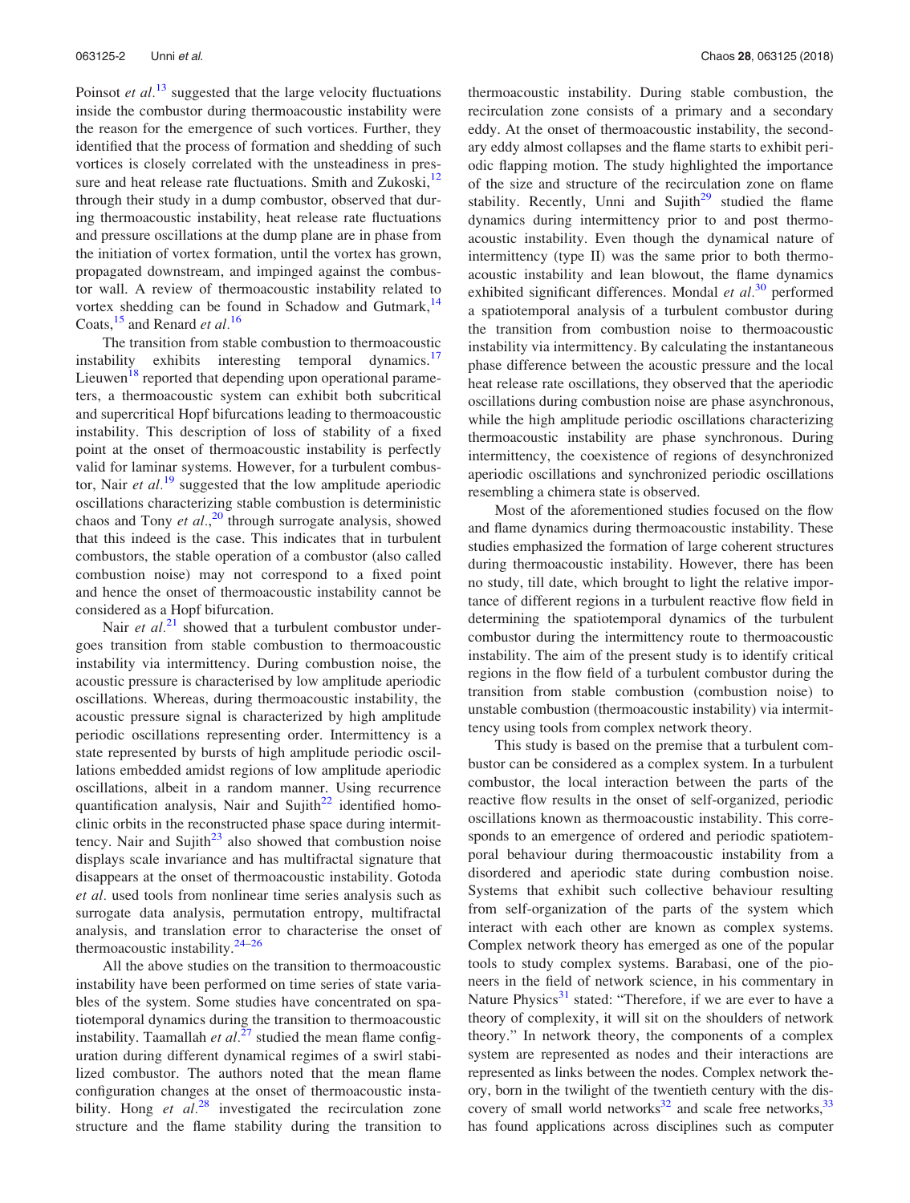Poinsot *et al.*[13] suggested that the large velocity fluctuations inside the combustor during thermoacoustic instability were the reason for the emergence of such vortices. Further, they identified that the process of formation and shedding of such vortices is closely correlated with the unsteadiness in pressure and heat release rate fluctuations. Smith and Zukoski,[12] through their study in a dump combustor, observed that during thermoacoustic instability, heat release rate fluctuations and pressure oscillations at the dump plane are in phase from the initiation of vortex formation, until the vortex has grown, propagated downstream, and impinged against the combustor wall. A review of thermoacoustic instability related to vortex shedding can be found in Schadow and Gutmark,[14] Coats,[15] and Renard *et al.*[16]

The transition from stable combustion to thermoacoustic instability exhibits interesting temporal dynamics.[17] Lieuwen[18] reported that depending upon operational parameters, a thermoacoustic system can exhibit both subcritical and supercritical Hopf bifurcations leading to thermoacoustic instability. This description of loss of stability of a fixed point at the onset of thermoacoustic instability is perfectly valid for laminar systems. However, for a turbulent combustor, Nair *et al.*[19] suggested that the low amplitude aperiodic oscillations characterizing stable combustion is deterministic chaos and Tony *et al.*,[20] through surrogate analysis, showed that this indeed is the case. This indicates that in turbulent combustors, the stable operation of a combustor (also called combustion noise) may not correspond to a fixed point and hence the onset of thermoacoustic instability cannot be considered as a Hopf bifurcation.

Nair *et al.*[21] showed that a turbulent combustor undergoes transition from stable combustion to thermoacoustic instability via intermittency. During combustion noise, the acoustic pressure is characterised by low amplitude aperiodic oscillations. Whereas, during thermoacoustic instability, the acoustic pressure signal is characterized by high amplitude periodic oscillations representing order. Intermittency is a state represented by bursts of high amplitude periodic oscillations embedded amidst regions of low amplitude aperiodic oscillations, albeit in a random manner. Using recurrence quantification analysis, Nair and Sujith[22] identified homoclinic orbits in the reconstructed phase space during intermittency. Nair and Sujith[23] also showed that combustion noise displays scale invariance and has multifractal signature that disappears at the onset of thermoacoustic instability. Gotoda *et al.* used tools from nonlinear time series analysis such as surrogate data analysis, permutation entropy, multifractal analysis, and translation error to characterise the onset of thermoacoustic instability.[24–26]

All the above studies on the transition to thermoacoustic instability have been performed on time series of state variables of the system. Some studies have concentrated on spatiotemporal dynamics during the transition to thermoacoustic instability. Taamallah *et al.*[27] studied the mean flame configuration during different dynamical regimes of a swirl stabilized combustor. The authors noted that the mean flame configuration changes at the onset of thermoacoustic instability. Hong *et al.*[28] investigated the recirculation zone structure and the flame stability during the transition to thermoacoustic instability. During stable combustion, the recirculation zone consists of a primary and a secondary eddy. At the onset of thermoacoustic instability, the secondary eddy almost collapses and the flame starts to exhibit periodic flapping motion. The study highlighted the importance of the size and structure of the recirculation zone on flame stability. Recently, Unni and Sujith[29] studied the flame dynamics during intermittency prior to and post thermoacoustic instability. Even though the dynamical nature of intermittency (type II) was the same prior to both thermoacoustic instability and lean blowout, the flame dynamics exhibited significant differences. Mondal *et al.*[30] performed a spatiotemporal analysis of a turbulent combustor during the transition from combustion noise to thermoacoustic instability via intermittency. By calculating the instantaneous phase difference between the acoustic pressure and the local heat release rate oscillations, they observed that the aperiodic oscillations during combustion noise are phase asynchronous, while the high amplitude periodic oscillations characterizing thermoacoustic instability are phase synchronous. During intermittency, the coexistence of regions of desynchronized aperiodic oscillations and synchronized periodic oscillations resembling a chimera state is observed.

Most of the aforementioned studies focused on the flow and flame dynamics during thermoacoustic instability. These studies emphasized the formation of large coherent structures during thermoacoustic instability. However, there has been no study, till date, which brought to light the relative importance of different regions in a turbulent reactive flow field in determining the spatiotemporal dynamics of the turbulent combustor during the intermittency route to thermoacoustic instability. The aim of the present study is to identify critical regions in the flow field of a turbulent combustor during the transition from stable combustion (combustion noise) to unstable combustion (thermoacoustic instability) via intermittency using tools from complex network theory.

This study is based on the premise that a turbulent combustor can be considered as a complex system. In a turbulent combustor, the local interaction between the parts of the reactive flow results in the onset of self-organized, periodic oscillations known as thermoacoustic instability. This corresponds to an emergence of ordered and periodic spatiotemporal behaviour during thermoacoustic instability from a disordered and aperiodic state during combustion noise. Systems that exhibit such collective behaviour resulting from self-organization of the parts of the system which interact with each other are known as complex systems. Complex network theory has emerged as one of the popular tools to study complex systems. Barabasi, one of the pioneers in the field of network science, in his commentary in Nature Physics[31] stated: "Therefore, if we are ever to have a theory of complexity, it will sit on the shoulders of network theory." In network theory, the components of a complex system are represented as nodes and their interactions are represented as links between the nodes. Complex network theory, born in the twilight of the twentieth century with the discovery of small world networks[32] and scale free networks,[33] has found applications across disciplines such as computer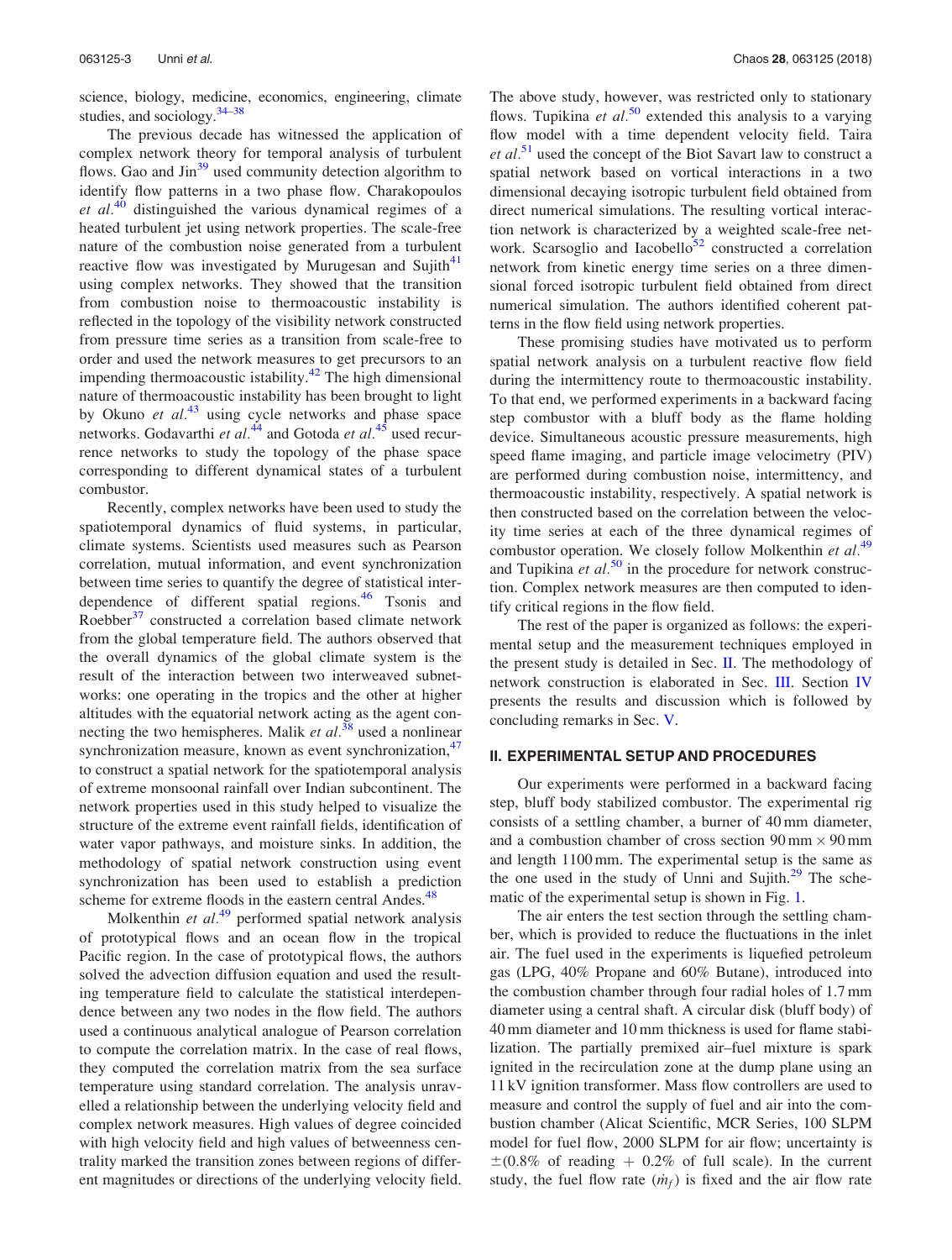science, biology, medicine, economics, engineering, climate studies, and sociology.[34–38]

The previous decade has witnessed the application of complex network theory for temporal analysis of turbulent flows. Gao and Jin[39] used community detection algorithm to identify flow patterns in a two phase flow. Charakopoulos *et al.*[40] distinguished the various dynamical regimes of a heated turbulent jet using network properties. The scale-free nature of the combustion noise generated from a turbulent reactive flow was investigated by Murugesan and Sujith[41] using complex networks. They showed that the transition from combustion noise to thermoacoustic instability is reflected in the topology of the visibility network constructed from pressure time series as a transition from scale-free to order and used the network measures to get precursors to an impending thermoacoustic istability.[42] The high dimensional nature of thermoacoustic instability has been brought to light by Okuno *et al.*[43] using cycle networks and phase space networks. Godavarthi *et al.*[44] and Gotoda *et al.*[45] used recurrence networks to study the topology of the phase space corresponding to different dynamical states of a turbulent combustor.

Recently, complex networks have been used to study the spatiotemporal dynamics of fluid systems, in particular, climate systems. Scientists used measures such as Pearson correlation, mutual information, and event synchronization between time series to quantify the degree of statistical interdependence of different spatial regions.[46] Tsonis and Roebber[37] constructed a correlation based climate network from the global temperature field. The authors observed that the overall dynamics of the global climate system is the result of the interaction between two interweaved subnetworks: one operating in the tropics and the other at higher altitudes with the equatorial network acting as the agent connecting the two hemispheres. Malik *et al.*[38] used a nonlinear synchronization measure, known as event synchronization,[47] to construct a spatial network for the spatiotemporal analysis of extreme monsoonal rainfall over Indian subcontinent. The network properties used in this study helped to visualize the structure of the extreme event rainfall fields, identification of water vapor pathways, and moisture sinks. In addition, the methodology of spatial network construction using event synchronization has been used to establish a prediction scheme for extreme floods in the eastern central Andes.[48]

Molkenthin *et al.*[49] performed spatial network analysis of prototypical flows and an ocean flow in the tropical Pacific region. In the case of prototypical flows, the authors solved the advection diffusion equation and used the resulting temperature field to calculate the statistical interdependence between any two nodes in the flow field. The authors used a continuous analytical analogue of Pearson correlation to compute the correlation matrix. In the case of real flows, they computed the correlation matrix from the sea surface temperature using standard correlation. The analysis unravelled a relationship between the underlying velocity field and complex network measures. High values of degree coincided with high velocity field and high values of betweenness centrality marked the transition zones between regions of different magnitudes or directions of the underlying velocity field. The above study, however, was restricted only to stationary flows. Tupikina *et al.*[50] extended this analysis to a varying flow model with a time dependent velocity field. Taira *et al.*[51] used the concept of the Biot Savart law to construct a spatial network based on vortical interactions in a two dimensional decaying isotropic turbulent field obtained from direct numerical simulations. The resulting vortical interaction network is characterized by a weighted scale-free network. Scarsoglio and Iacobello[52] constructed a correlation network from kinetic energy time series on a three dimensional forced isotropic turbulent field obtained from direct numerical simulation. The authors identified coherent patterns in the flow field using network properties.

These promising studies have motivated us to perform spatial network analysis on a turbulent reactive flow field during the intermittency route to thermoacoustic instability. To that end, we performed experiments in a backward facing step combustor with a bluff body as the flame holding device. Simultaneous acoustic pressure measurements, high speed flame imaging, and particle image velocimetry (PIV) are performed during combustion noise, intermittency, and thermoacoustic instability, respectively. A spatial network is then constructed based on the correlation between the velocity time series at each of the three dynamical regimes of combustor operation. We closely follow Molkenthin *et al.*[49] and Tupikina *et al.*[50] in the procedure for network construction. Complex network measures are then computed to identify critical regions in the flow field.

The rest of the paper is organized as follows: the experimental setup and the measurement techniques employed in the present study is detailed in Sec. II. The methodology of network construction is elaborated in Sec. III. Section IV presents the results and discussion which is followed by concluding remarks in Sec. V.

## II. EXPERIMENTAL SETUP AND PROCEDURES

Our experiments were performed in a backward facing step, bluff body stabilized combustor. The experimental rig consists of a settling chamber, a burner of 40 mm diameter, and a combustion chamber of cross section 90 mm × 90 mm and length 1100 mm. The experimental setup is the same as the one used in the study of Unni and Sujith.[29] The schematic of the experimental setup is shown in Fig. 1.

The air enters the test section through the settling chamber, which is provided to reduce the fluctuations in the inlet air. The fuel used in the experiments is liquefied petroleum gas (LPG, 40% Propane and 60% Butane), introduced into the combustion chamber through four radial holes of 1.7 mm diameter using a central shaft. A circular disk (bluff body) of 40 mm diameter and 10 mm thickness is used for flame stabilization. The partially premixed air–fuel mixture is spark ignited in the recirculation zone at the dump plane using an 11 kV ignition transformer. Mass flow controllers are used to measure and control the supply of fuel and air into the combustion chamber (Alicat Scientific, MCR Series, 100 SLPM model for fuel flow, 2000 SLPM for air flow; uncertainty is ±(0.8% of reading + 0.2% of full scale). In the current study, the fuel flow rate ($\dot{m}_f$) is fixed and the air flow rate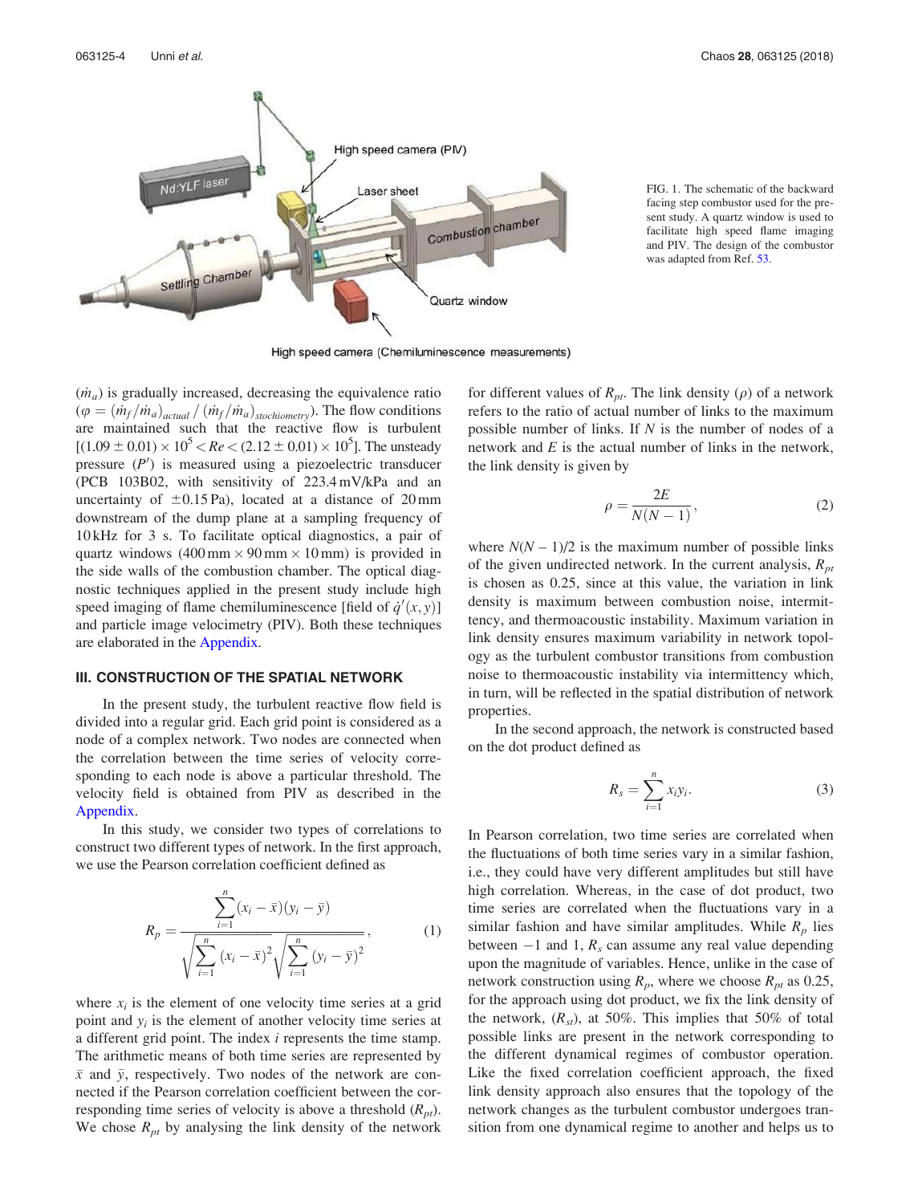FIG. 1. The schematic of the backward facing step combustor used for the present study. A quartz window is used to facilitate high speed flame imaging and PIV. The design of the combustor was adapted from Ref. 53.

($\dot{m}_a$) is gradually increased, decreasing the equivalence ratio ($\varphi = (\dot{m}_f/\dot{m}_a)_{actual} / (\dot{m}_f/\dot{m}_a)_{stochiometry}$). The flow conditions are maintained such that the reactive flow is turbulent $[(1.09 \pm 0.01) \times 10^5 < Re < (2.12 \pm 0.01) \times 10^5]$. The unsteady pressure ($P'$) is measured using a piezoelectric transducer (PCB 103B02, with sensitivity of 223.4 mV/kPa and an uncertainty of $\pm 0.15$ Pa), located at a distance of 20 mm downstream of the dump plane at a sampling frequency of 10 kHz for 3 s. To facilitate optical diagnostics, a pair of quartz windows (400 mm $\times$ 90 mm $\times$ 10 mm) is provided in the side walls of the combustion chamber. The optical diagnostic techniques applied in the present study include high speed imaging of flame chemiluminescence [field of $\dot{q}'(x, y)$] and particle image velocimetry (PIV). Both these techniques are elaborated in the Appendix.

## III. CONSTRUCTION OF THE SPATIAL NETWORK

In the present study, the turbulent reactive flow field is divided into a regular grid. Each grid point is considered as a node of a complex network. Two nodes are connected when the correlation between the time series of velocity corresponding to each node is above a particular threshold. The velocity field is obtained from PIV as described in the Appendix.

In this study, we consider two types of correlations to construct two different types of network. In the first approach, we use the Pearson correlation coefficient defined as

$$R_p = \frac{\sum_{i=1}^{n}(x_i - \bar{x})(y_i - \bar{y})}{\sqrt{\sum_{i=1}^{n}(x_i - \bar{x})^2}\sqrt{\sum_{i=1}^{n}(y_i - \bar{y})^2}}, \tag{1}$$

where $x_i$ is the element of one velocity time series at a grid point and $y_i$ is the element of another velocity time series at a different grid point. The index $i$ represents the time stamp. The arithmetic means of both time series are represented by $\bar{x}$ and $\bar{y}$, respectively. Two nodes of the network are connected if the Pearson correlation coefficient between the corresponding time series of velocity is above a threshold ($R_{pt}$). We chose $R_{pt}$ by analysing the link density of the network for different values of $R_{pt}$. The link density ($\rho$) of a network refers to the ratio of actual number of links to the maximum possible number of links. If $N$ is the number of nodes of a network and $E$ is the actual number of links in the network, the link density is given by

$$\rho = \frac{2E}{N(N-1)}, \tag{2}$$

where $N(N-1)/2$ is the maximum number of possible links of the given undirected network. In the current analysis, $R_{pt}$ is chosen as 0.25, since at this value, the variation in link density is maximum between combustion noise, intermittency, and thermoacoustic instability. Maximum variation in link density ensures maximum variability in network topology as the turbulent combustor transitions from combustion noise to thermoacoustic instability via intermittency which, in turn, will be reflected in the spatial distribution of network properties.

In the second approach, the network is constructed based on the dot product defined as

$$R_s = \sum_{i=1}^{n} x_i y_i. \tag{3}$$

In Pearson correlation, two time series are correlated when the fluctuations of both time series vary in a similar fashion, i.e., they could have very different amplitudes but still have high correlation. Whereas, in the case of dot product, two time series are correlated when the fluctuations vary in a similar fashion and have similar amplitudes. While $R_p$ lies between $-1$ and 1, $R_s$ can assume any real value depending upon the magnitude of variables. Hence, unlike in the case of network construction using $R_p$, where we choose $R_{pt}$ as 0.25, for the approach using dot product, we fix the link density of the network, ($R_{st}$), at 50%. This implies that 50% of total possible links are present in the network corresponding to the different dynamical regimes of combustor operation. Like the fixed correlation coefficient approach, the fixed link density approach also ensures that the topology of the network changes as the turbulent combustor undergoes transition from one dynamical regime to another and helps us to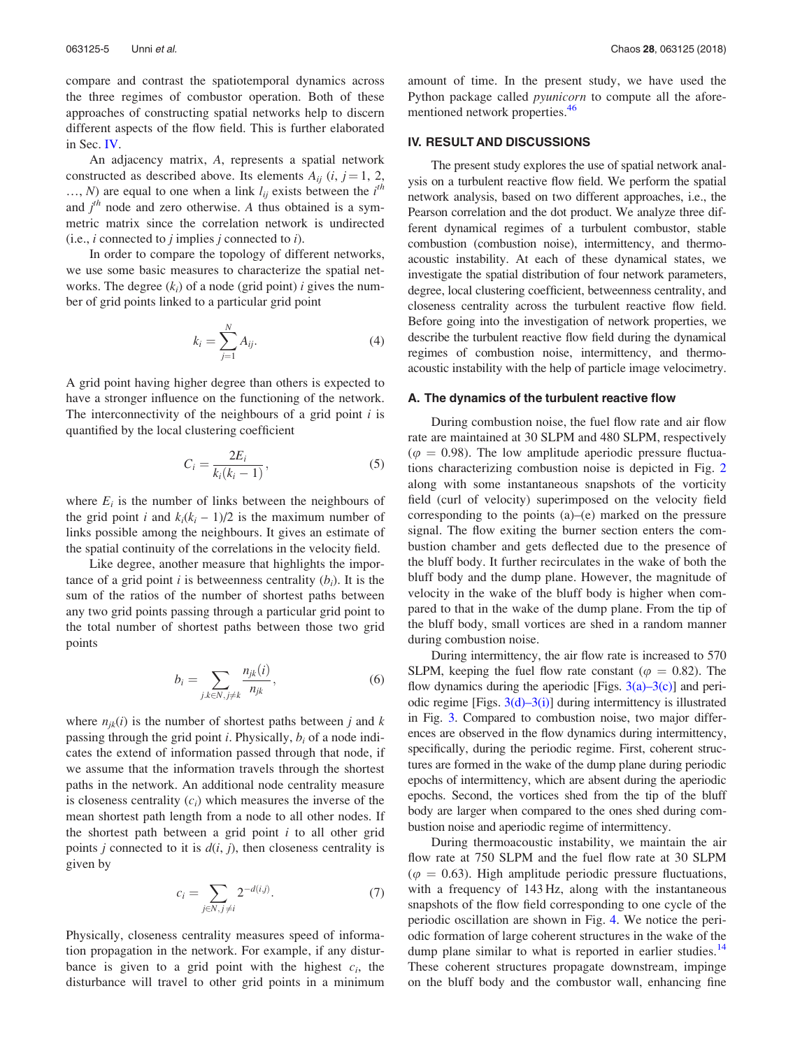compare and contrast the spatiotemporal dynamics across the three regimes of combustor operation. Both of these approaches of constructing spatial networks help to discern different aspects of the flow field. This is further elaborated in Sec. IV.

An adjacency matrix, $A$, represents a spatial network constructed as described above. Its elements $A_{ij}$ ($i$, $j = 1, 2, \ldots, N$) are equal to one when a link $l_{ij}$ exists between the $i^{th}$ and $j^{th}$ node and zero otherwise. $A$ thus obtained is a symmetric matrix since the correlation network is undirected (i.e., $i$ connected to $j$ implies $j$ connected to $i$).

In order to compare the topology of different networks, we use some basic measures to characterize the spatial networks. The degree ($k_i$) of a node (grid point) $i$ gives the number of grid points linked to a particular grid point

$$k_i = \sum_{j=1}^{N} A_{ij}. \tag{4}$$

A grid point having higher degree than others is expected to have a stronger influence on the functioning of the network. The interconnectivity of the neighbours of a grid point $i$ is quantified by the local clustering coefficient

$$C_i = \frac{2E_i}{k_i(k_i - 1)}, \tag{5}$$

where $E_i$ is the number of links between the neighbours of the grid point $i$ and $k_i(k_i - 1)/2$ is the maximum number of links possible among the neighbours. It gives an estimate of the spatial continuity of the correlations in the velocity field.

Like degree, another measure that highlights the importance of a grid point $i$ is betweenness centrality ($b_i$). It is the sum of the ratios of the number of shortest paths between any two grid points passing through a particular grid point to the total number of shortest paths between those two grid points

$$b_i = \sum_{j,k \in N, j \neq k} \frac{n_{jk}(i)}{n_{jk}}, \tag{6}$$

where $n_{jk}(i)$ is the number of shortest paths between $j$ and $k$ passing through the grid point $i$. Physically, $b_i$ of a node indicates the extend of information passed through that node, if we assume that the information travels through the shortest paths in the network. An additional node centrality measure is closeness centrality ($c_i$) which measures the inverse of the mean shortest path length from a node to all other nodes. If the shortest path between a grid point $i$ to all other grid points $j$ connected to it is $d(i, j)$, then closeness centrality is given by

$$c_i = \sum_{j \in N, j \neq i} 2^{-d(i,j)}. \tag{7}$$

Physically, closeness centrality measures speed of information propagation in the network. For example, if any disturbance is given to a grid point with the highest $c_i$, the disturbance will travel to other grid points in a minimum amount of time. In the present study, we have used the Python package called *pyunicorn* to compute all the aforementioned network properties.[46]

## IV. RESULT AND DISCUSSIONS

The present study explores the use of spatial network analysis on a turbulent reactive flow field. We perform the spatial network analysis, based on two different approaches, i.e., the Pearson correlation and the dot product. We analyze three different dynamical regimes of a turbulent combustor, stable combustion (combustion noise), intermittency, and thermoacoustic instability. At each of these dynamical states, we investigate the spatial distribution of four network parameters, degree, local clustering coefficient, betweenness centrality, and closeness centrality across the turbulent reactive flow field. Before going into the investigation of network properties, we describe the turbulent reactive flow field during the dynamical regimes of combustion noise, intermittency, and thermoacoustic instability with the help of particle image velocimetry.

### A. The dynamics of the turbulent reactive flow

During combustion noise, the fuel flow rate and air flow rate are maintained at 30 SLPM and 480 SLPM, respectively ($\varphi$ = 0.98). The low amplitude aperiodic pressure fluctuations characterizing combustion noise is depicted in Fig. 2 along with some instantaneous snapshots of the vorticity field (curl of velocity) superimposed on the velocity field corresponding to the points (a)–(e) marked on the pressure signal. The flow exiting the burner section enters the combustion chamber and gets deflected due to the presence of the bluff body. It further recirculates in the wake of both the bluff body and the dump plane. However, the magnitude of velocity in the wake of the bluff body is higher when compared to that in the wake of the dump plane. From the tip of the bluff body, small vortices are shed in a random manner during combustion noise.

During intermittency, the air flow rate is increased to 570 SLPM, keeping the fuel flow rate constant ($\varphi$ = 0.82). The flow dynamics during the aperiodic [Figs. 3(a)–3(c)] and periodic regime [Figs. 3(d)–3(i)] during intermittency is illustrated in Fig. 3. Compared to combustion noise, two major differences are observed in the flow dynamics during intermittency, specifically, during the periodic regime. First, coherent structures are formed in the wake of the dump plane during periodic epochs of intermittency, which are absent during the aperiodic epochs. Second, the vortices shed from the tip of the bluff body are larger when compared to the ones shed during combustion noise and aperiodic regime of intermittency.

During thermoacoustic instability, we maintain the air flow rate at 750 SLPM and the fuel flow rate at 30 SLPM ($\varphi$ = 0.63). High amplitude periodic pressure fluctuations, with a frequency of 143 Hz, along with the instantaneous snapshots of the flow field corresponding to one cycle of the periodic oscillation are shown in Fig. 4. We notice the periodic formation of large coherent structures in the wake of the dump plane similar to what is reported in earlier studies.[14] These coherent structures propagate downstream, impinge on the bluff body and the combustor wall, enhancing fine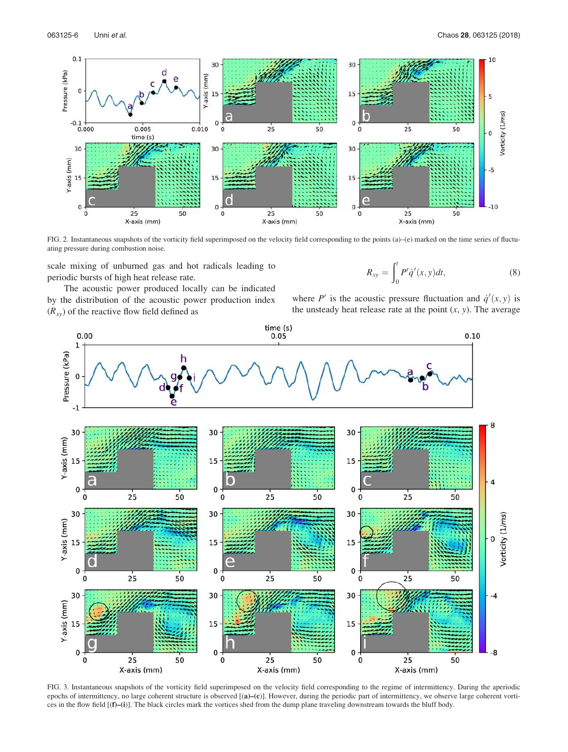FIG. 2. Instantaneous snapshots of the vorticity field superimposed on the velocity field corresponding to the points (a)–(e) marked on the time series of fluctuating pressure during combustion noise.

scale mixing of unburned gas and hot radicals leading to periodic bursts of high heat release rate.

The acoustic power produced locally can be indicated by the distribution of the acoustic power production index ($R_{xy}$) of the reactive flow field defined as

$$R_{xy} = \int_0^t P'\dot{q}'(x,y)dt, \tag{8}$$

where $P'$ is the acoustic pressure fluctuation and $\dot{q}'(x,y)$ is the unsteady heat release rate at the point $(x, y)$. The average

FIG. 3. Instantaneous snapshots of the vorticity field superimposed on the velocity field corresponding to the regime of intermittency. During the aperiodic epochs of intermittency, no large coherent structure is observed [(a)–(c)]. However, during the periodic part of intermittency, we observe large coherent vortices in the flow field [(f)–(i)]. The black circles mark the vortices shed from the dump plane traveling downstream towards the bluff body.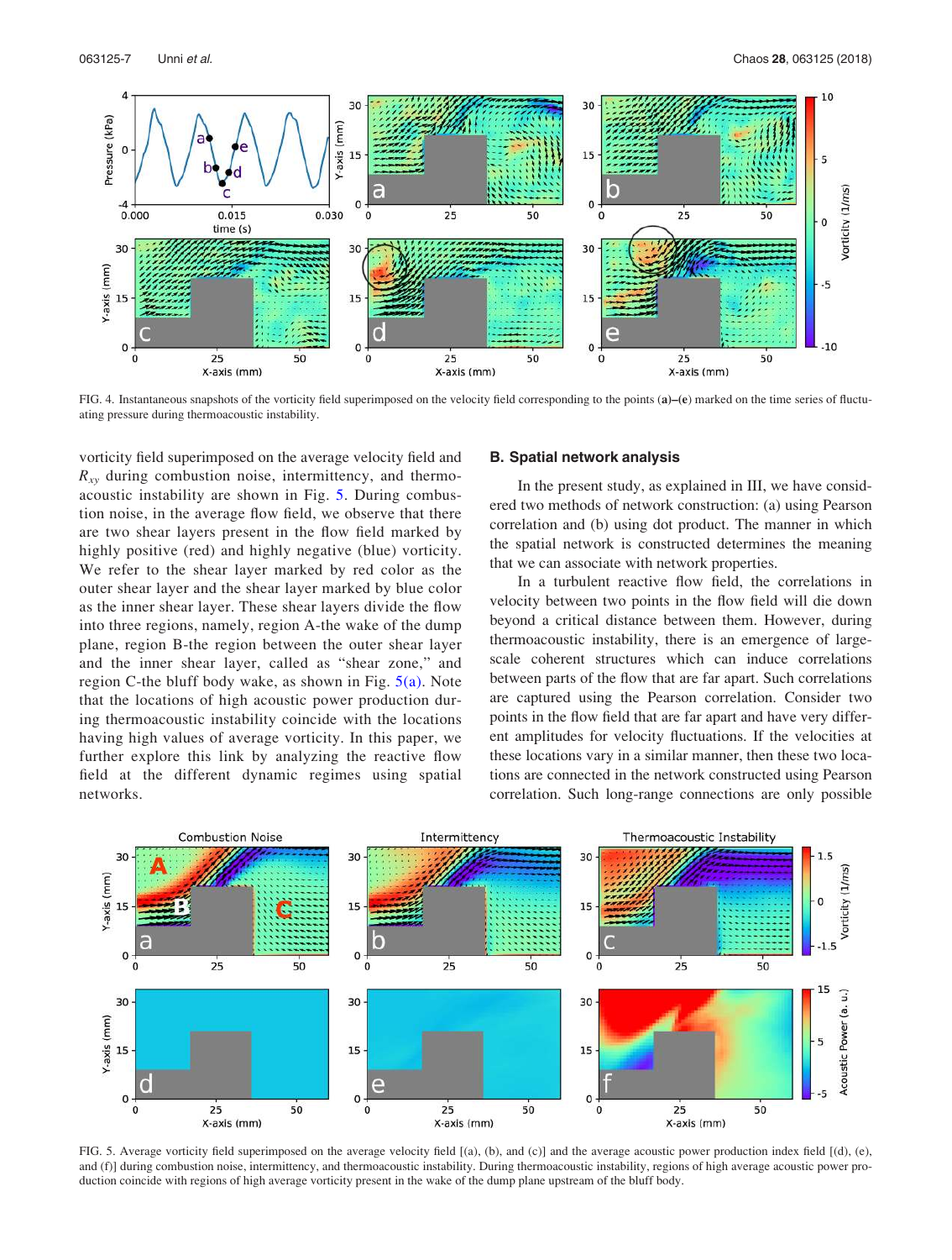FIG. 4. Instantaneous snapshots of the vorticity field superimposed on the velocity field corresponding to the points (a)–(e) marked on the time series of fluctuating pressure during thermoacoustic instability.

vorticity field superimposed on the average velocity field and $R_{xy}$ during combustion noise, intermittency, and thermoacoustic instability are shown in Fig. 5. During combustion noise, in the average flow field, we observe that there are two shear layers present in the flow field marked by highly positive (red) and highly negative (blue) vorticity. We refer to the shear layer marked by red color as the outer shear layer and the shear layer marked by blue color as the inner shear layer. These shear layers divide the flow into three regions, namely, region A-the wake of the dump plane, region B-the region between the outer shear layer and the inner shear layer, called as "shear zone," and region C-the bluff body wake, as shown in Fig. 5(a). Note that the locations of high acoustic power production during thermoacoustic instability coincide with the locations having high values of average vorticity. In this paper, we further explore this link by analyzing the reactive flow field at the different dynamic regimes using spatial networks.

### B. Spatial network analysis

In the present study, as explained in III, we have considered two methods of network construction: (a) using Pearson correlation and (b) using dot product. The manner in which the spatial network is constructed determines the meaning that we can associate with network properties.

In a turbulent reactive flow field, the correlations in velocity between two points in the flow field will die down beyond a critical distance between them. However, during thermoacoustic instability, there is an emergence of large-scale coherent structures which can induce correlations between parts of the flow that are far apart. Such correlations are captured using the Pearson correlation. Consider two points in the flow field that are far apart and have very different amplitudes for velocity fluctuations. If the velocities at these locations vary in a similar manner, then these two locations are connected in the network constructed using Pearson correlation. Such long-range connections are only possible

FIG. 5. Average vorticity field superimposed on the average velocity field [(a), (b), and (c)] and the average acoustic power production index field [(d), (e), and (f)] during combustion noise, intermittency, and thermoacoustic instability. During thermoacoustic instability, regions of high average acoustic power production coincide with regions of high average vorticity present in the wake of the dump plane upstream of the bluff body.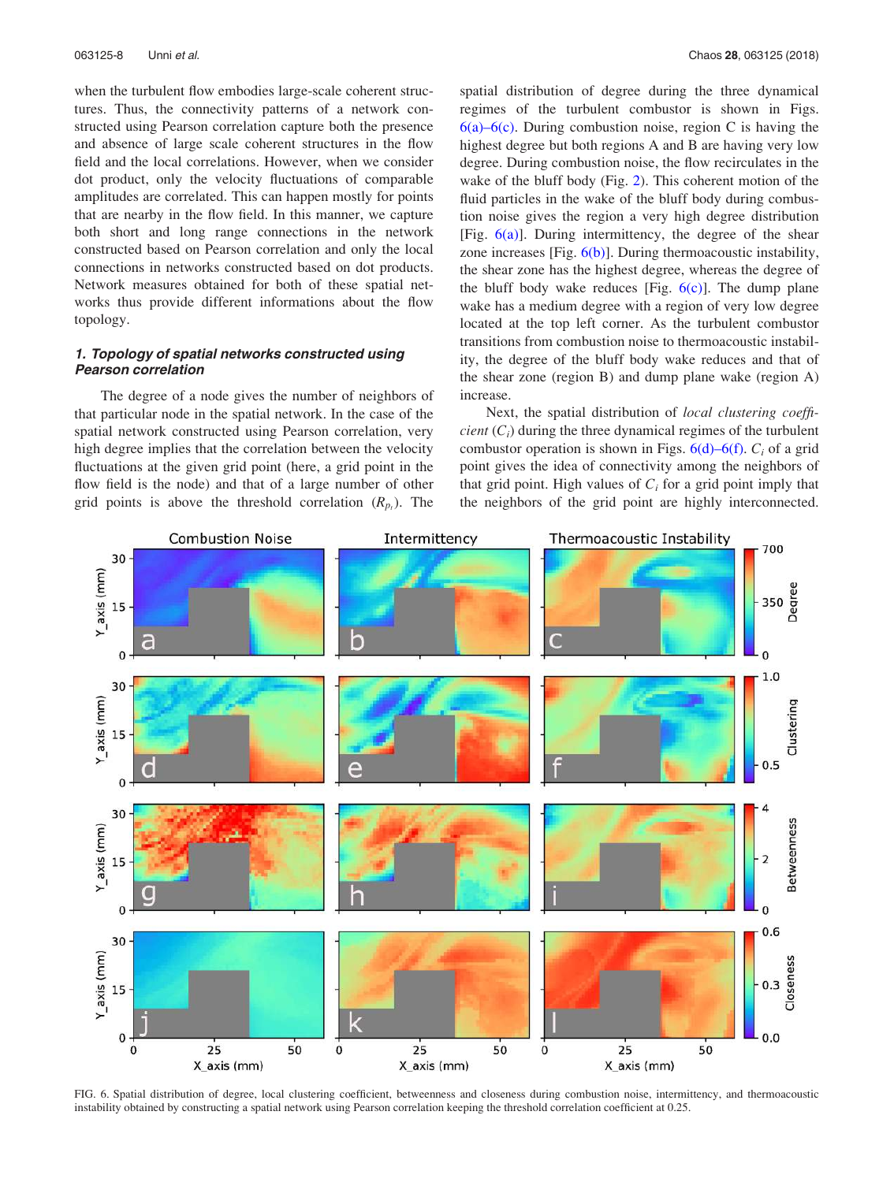when the turbulent flow embodies large-scale coherent structures. Thus, the connectivity patterns of a network constructed using Pearson correlation capture both the presence and absence of large scale coherent structures in the flow field and the local correlations. However, when we consider dot product, only the velocity fluctuations of comparable amplitudes are correlated. This can happen mostly for points that are nearby in the flow field. In this manner, we capture both short and long range connections in the network constructed based on Pearson correlation and only the local connections in networks constructed based on dot products. Network measures obtained for both of these spatial networks thus provide different informations about the flow topology.

### *1. Topology of spatial networks constructed using Pearson correlation*

The degree of a node gives the number of neighbors of that particular node in the spatial network. In the case of the spatial network constructed using Pearson correlation, very high degree implies that the correlation between the velocity fluctuations at the given grid point (here, a grid point in the flow field is the node) and that of a large number of other grid points is above the threshold correlation ($R_{p_t}$). The spatial distribution of degree during the three dynamical regimes of the turbulent combustor is shown in Figs. 6(a)–6(c). During combustion noise, region C is having the highest degree but both regions A and B are having very low degree. During combustion noise, the flow recirculates in the wake of the bluff body (Fig. 2). This coherent motion of the fluid particles in the wake of the bluff body during combustion noise gives the region a very high degree distribution [Fig. 6(a)]. During intermittency, the degree of the shear zone increases [Fig. 6(b)]. During thermoacoustic instability, the shear zone has the highest degree, whereas the degree of the bluff body wake reduces [Fig. 6(c)]. The dump plane wake has a medium degree with a region of very low degree located at the top left corner. As the turbulent combustor transitions from combustion noise to thermoacoustic instability, the degree of the bluff body wake reduces and that of the shear zone (region B) and dump plane wake (region A) increase.

Next, the spatial distribution of *local clustering coefficient* ($C_i$) during the three dynamical regimes of the turbulent combustor operation is shown in Figs. 6(d)–6(f). $C_i$ of a grid point gives the idea of connectivity among the neighbors of that grid point. High values of $C_i$ for a grid point imply that the neighbors of the grid point are highly interconnected.

FIG. 6. Spatial distribution of degree, local clustering coefficient, betweenness and closeness during combustion noise, intermittency, and thermoacoustic instability obtained by constructing a spatial network using Pearson correlation keeping the threshold correlation coefficient at 0.25.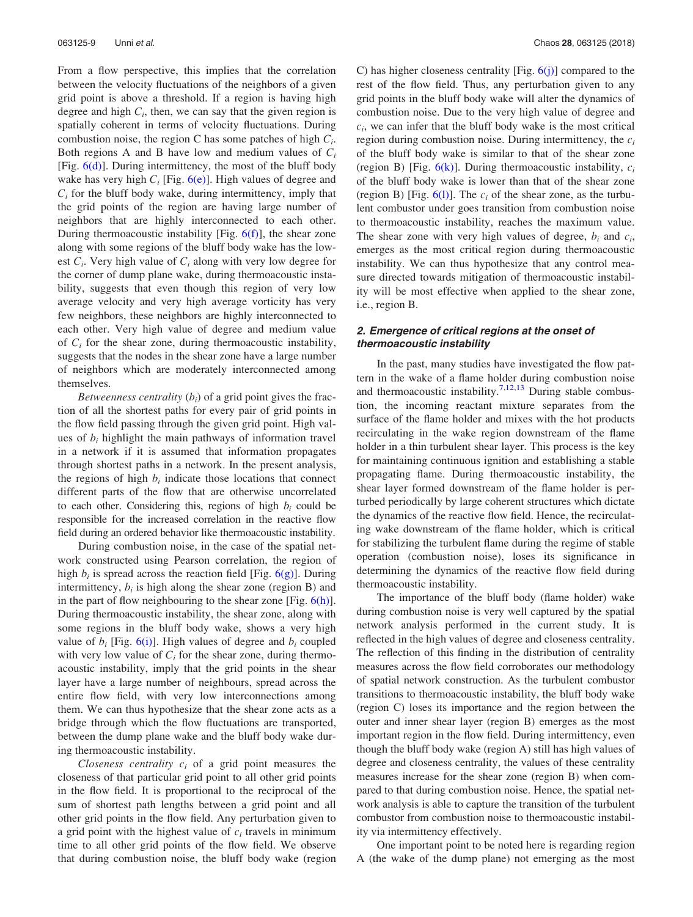From a flow perspective, this implies that the correlation between the velocity fluctuations of the neighbors of a given grid point is above a threshold. If a region is having high degree and high $C_i$, then, we can say that the given region is spatially coherent in terms of velocity fluctuations. During combustion noise, the region C has some patches of high $C_i$. Both regions A and B have low and medium values of $C_i$ [Fig. 6(d)]. During intermittency, the most of the bluff body wake has very high $C_i$ [Fig. 6(e)]. High values of degree and $C_i$ for the bluff body wake, during intermittency, imply that the grid points of the region are having large number of neighbors that are highly interconnected to each other. During thermoacoustic instability [Fig. 6(f)], the shear zone along with some regions of the bluff body wake has the lowest $C_i$. Very high value of $C_i$ along with very low degree for the corner of dump plane wake, during thermoacoustic instability, suggests that even though this region of very low average velocity and very high average vorticity has very few neighbors, these neighbors are highly interconnected to each other. Very high value of degree and medium value of $C_i$ for the shear zone, during thermoacoustic instability, suggests that the nodes in the shear zone have a large number of neighbors which are moderately interconnected among themselves.

*Betweenness centrality* ($b_i$) of a grid point gives the fraction of all the shortest paths for every pair of grid points in the flow field passing through the given grid point. High values of $b_i$ highlight the main pathways of information travel in a network if it is assumed that information propagates through shortest paths in a network. In the present analysis, the regions of high $b_i$ indicate those locations that connect different parts of the flow that are otherwise uncorrelated to each other. Considering this, regions of high $b_i$ could be responsible for the increased correlation in the reactive flow field during an ordered behavior like thermoacoustic instability.

During combustion noise, in the case of the spatial network constructed using Pearson correlation, the region of high $b_i$ is spread across the reaction field [Fig. 6(g)]. During intermittency, $b_i$ is high along the shear zone (region B) and in the part of flow neighbouring to the shear zone [Fig. 6(h)]. During thermoacoustic instability, the shear zone, along with some regions in the bluff body wake, shows a very high value of $b_i$ [Fig. 6(i)]. High values of degree and $b_i$ coupled with very low value of $C_i$ for the shear zone, during thermoacoustic instability, imply that the grid points in the shear layer have a large number of neighbours, spread across the entire flow field, with very low interconnections among them. We can thus hypothesize that the shear zone acts as a bridge through which the flow fluctuations are transported, between the dump plane wake and the bluff body wake during thermoacoustic instability.

*Closeness centrality* $c_i$ of a grid point measures the closeness of that particular grid point to all other grid points in the flow field. It is proportional to the reciprocal of the sum of shortest path lengths between a grid point and all other grid points in the flow field. Any perturbation given to a grid point with the highest value of $c_i$ travels in minimum time to all other grid points of the flow field. We observe that during combustion noise, the bluff body wake (region C) has higher closeness centrality [Fig. 6(j)] compared to the rest of the flow field. Thus, any perturbation given to any grid points in the bluff body wake will alter the dynamics of combustion noise. Due to the very high value of degree and $c_i$, we can infer that the bluff body wake is the most critical region during combustion noise. During intermittency, the $c_i$ of the bluff body wake is similar to that of the shear zone (region B) [Fig. 6(k)]. During thermoacoustic instability, $c_i$ of the bluff body wake is lower than that of the shear zone (region B) [Fig. 6(l)]. The $c_i$ of the shear zone, as the turbulent combustor under goes transition from combustion noise to thermoacoustic instability, reaches the maximum value. The shear zone with very high values of degree, $b_i$ and $c_i$, emerges as the most critical region during thermoacoustic instability. We can thus hypothesize that any control measure directed towards mitigation of thermoacoustic instability will be most effective when applied to the shear zone, i.e., region B.

#### *2. Emergence of critical regions at the onset of thermoacoustic instability*

In the past, many studies have investigated the flow pattern in the wake of a flame holder during combustion noise and thermoacoustic instability.[7,12,13] During stable combustion, the incoming reactant mixture separates from the surface of the flame holder and mixes with the hot products recirculating in the wake region downstream of the flame holder in a thin turbulent shear layer. This process is the key for maintaining continuous ignition and establishing a stable propagating flame. During thermoacoustic instability, the shear layer formed downstream of the flame holder is perturbed periodically by large coherent structures which dictate the dynamics of the reactive flow field. Hence, the recirculating wake downstream of the flame holder, which is critical for stabilizing the turbulent flame during the regime of stable operation (combustion noise), loses its significance in determining the dynamics of the reactive flow field during thermoacoustic instability.

The importance of the bluff body (flame holder) wake during combustion noise is very well captured by the spatial network analysis performed in the current study. It is reflected in the high values of degree and closeness centrality. The reflection of this finding in the distribution of centrality measures across the flow field corroborates our methodology of spatial network construction. As the turbulent combustor transitions to thermoacoustic instability, the bluff body wake (region C) loses its importance and the region between the outer and inner shear layer (region B) emerges as the most important region in the flow field. During intermittency, even though the bluff body wake (region A) still has high values of degree and closeness centrality, the values of these centrality measures increase for the shear zone (region B) when compared to that during combustion noise. Hence, the spatial network analysis is able to capture the transition of the turbulent combustor from combustion noise to thermoacoustic instability via intermittency effectively.

One important point to be noted here is regarding region A (the wake of the dump plane) not emerging as the most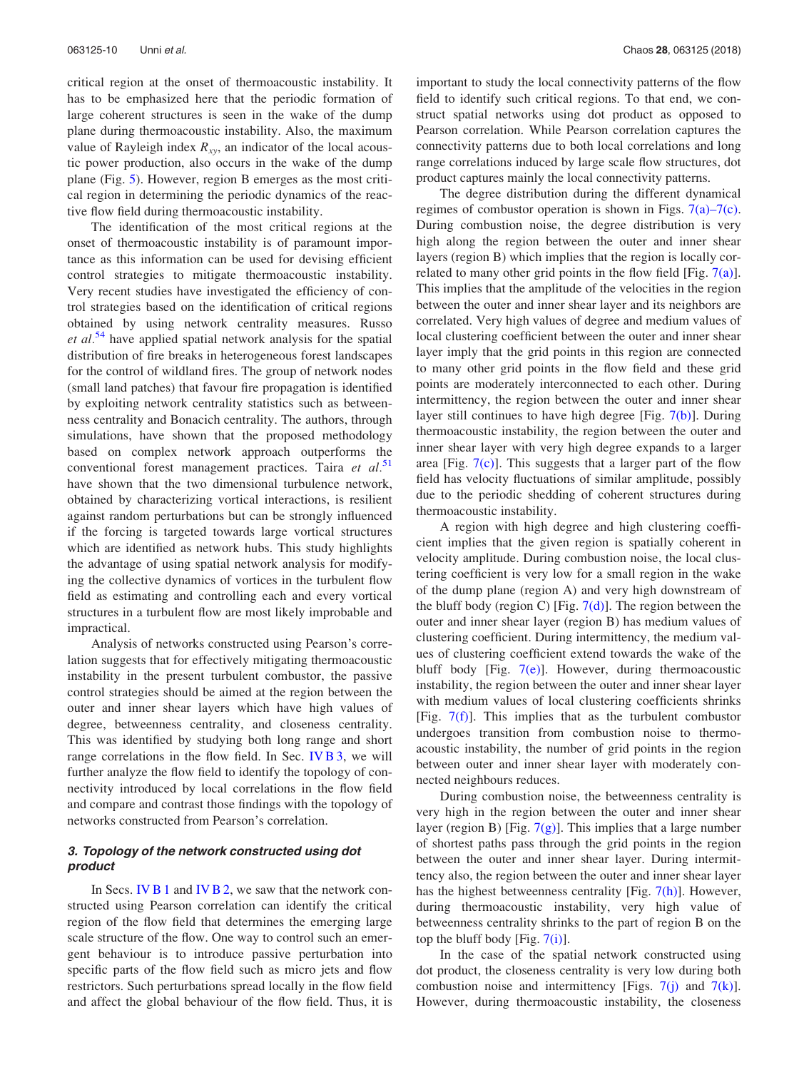critical region at the onset of thermoacoustic instability. It has to be emphasized here that the periodic formation of large coherent structures is seen in the wake of the dump plane during thermoacoustic instability. Also, the maximum value of Rayleigh index $R_{xy}$, an indicator of the local acoustic power production, also occurs in the wake of the dump plane (Fig. 5). However, region B emerges as the most critical region in determining the periodic dynamics of the reactive flow field during thermoacoustic instability.

The identification of the most critical regions at the onset of thermoacoustic instability is of paramount importance as this information can be used for devising efficient control strategies to mitigate thermoacoustic instability. Very recent studies have investigated the efficiency of control strategies based on the identification of critical regions obtained by using network centrality measures. Russo *et al.*[54] have applied spatial network analysis for the spatial distribution of fire breaks in heterogeneous forest landscapes for the control of wildland fires. The group of network nodes (small land patches) that favour fire propagation is identified by exploiting network centrality statistics such as betweenness centrality and Bonacich centrality. The authors, through simulations, have shown that the proposed methodology based on complex network approach outperforms the conventional forest management practices. Taira *et al.*[51] have shown that the two dimensional turbulence network, obtained by characterizing vortical interactions, is resilient against random perturbations but can be strongly influenced if the forcing is targeted towards large vortical structures which are identified as network hubs. This study highlights the advantage of using spatial network analysis for modifying the collective dynamics of vortices in the turbulent flow field as estimating and controlling each and every vortical structures in a turbulent flow are most likely improbable and impractical.

Analysis of networks constructed using Pearson's correlation suggests that for effectively mitigating thermoacoustic instability in the present turbulent combustor, the passive control strategies should be aimed at the region between the outer and inner shear layers which have high values of degree, betweenness centrality, and closeness centrality. This was identified by studying both long range and short range correlations in the flow field. In Sec. IV B 3, we will further analyze the flow field to identify the topology of connectivity introduced by local correlations in the flow field and compare and contrast those findings with the topology of networks constructed from Pearson's correlation.

### 3. Topology of the network constructed using dot product

In Secs. IV B 1 and IV B 2, we saw that the network constructed using Pearson correlation can identify the critical region of the flow field that determines the emerging large scale structure of the flow. One way to control such an emergent behaviour is to introduce passive perturbation into specific parts of the flow field such as micro jets and flow restrictors. Such perturbations spread locally in the flow field and affect the global behaviour of the flow field. Thus, it is important to study the local connectivity patterns of the flow field to identify such critical regions. To that end, we construct spatial networks using dot product as opposed to Pearson correlation. While Pearson correlation captures the connectivity patterns due to both local correlations and long range correlations induced by large scale flow structures, dot product captures mainly the local connectivity patterns.

The degree distribution during the different dynamical regimes of combustor operation is shown in Figs. 7(a)–7(c). During combustion noise, the degree distribution is very high along the region between the outer and inner shear layers (region B) which implies that the region is locally correlated to many other grid points in the flow field [Fig. 7(a)]. This implies that the amplitude of the velocities in the region between the outer and inner shear layer and its neighbors are correlated. Very high values of degree and medium values of local clustering coefficient between the outer and inner shear layer imply that the grid points in this region are connected to many other grid points in the flow field and these grid points are moderately interconnected to each other. During intermittency, the region between the outer and inner shear layer still continues to have high degree [Fig. 7(b)]. During thermoacoustic instability, the region between the outer and inner shear layer with very high degree expands to a larger area [Fig. 7(c)]. This suggests that a larger part of the flow field has velocity fluctuations of similar amplitude, possibly due to the periodic shedding of coherent structures during thermoacoustic instability.

A region with high degree and high clustering coefficient implies that the given region is spatially coherent in velocity amplitude. During combustion noise, the local clustering coefficient is very low for a small region in the wake of the dump plane (region A) and very high downstream of the bluff body (region C) [Fig. 7(d)]. The region between the outer and inner shear layer (region B) has medium values of clustering coefficient. During intermittency, the medium values of clustering coefficient extend towards the wake of the bluff body [Fig. 7(e)]. However, during thermoacoustic instability, the region between the outer and inner shear layer with medium values of local clustering coefficients shrinks [Fig. 7(f)]. This implies that as the turbulent combustor undergoes transition from combustion noise to thermoacoustic instability, the number of grid points in the region between outer and inner shear layer with moderately connected neighbours reduces.

During combustion noise, the betweenness centrality is very high in the region between the outer and inner shear layer (region B) [Fig. 7(g)]. This implies that a large number of shortest paths pass through the grid points in the region between the outer and inner shear layer. During intermittency also, the region between the outer and inner shear layer has the highest betweenness centrality [Fig. 7(h)]. However, during thermoacoustic instability, very high value of betweenness centrality shrinks to the part of region B on the top the bluff body [Fig. 7(i)].

In the case of the spatial network constructed using dot product, the closeness centrality is very low during both combustion noise and intermittency [Figs. 7(j) and 7(k)]. However, during thermoacoustic instability, the closeness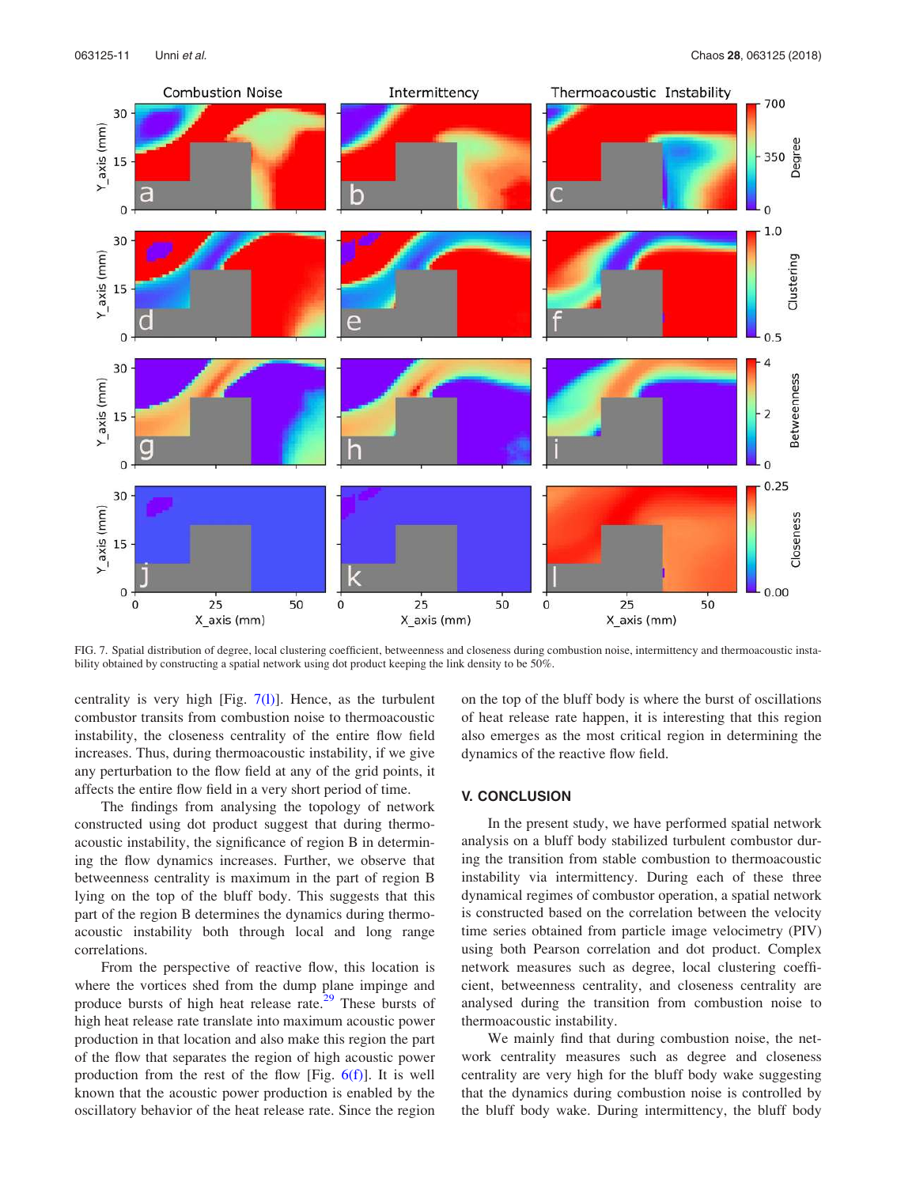FIG. 7. Spatial distribution of degree, local clustering coefficient, betweenness and closeness during combustion noise, intermittency and thermoacoustic instability obtained by constructing a spatial network using dot product keeping the link density to be 50%.

centrality is very high [Fig. 7(l)]. Hence, as the turbulent combustor transits from combustion noise to thermoacoustic instability, the closeness centrality of the entire flow field increases. Thus, during thermoacoustic instability, if we give any perturbation to the flow field at any of the grid points, it affects the entire flow field in a very short period of time.

The findings from analysing the topology of network constructed using dot product suggest that during thermoacoustic instability, the significance of region B in determining the flow dynamics increases. Further, we observe that betweenness centrality is maximum in the part of region B lying on the top of the bluff body. This suggests that this part of the region B determines the dynamics during thermoacoustic instability both through local and long range correlations.

From the perspective of reactive flow, this location is where the vortices shed from the dump plane impinge and produce bursts of high heat release rate.[29] These bursts of high heat release rate translate into maximum acoustic power production in that location and also make this region the part of the flow that separates the region of high acoustic power production from the rest of the flow [Fig. 6(f)]. It is well known that the acoustic power production is enabled by the oscillatory behavior of the heat release rate. Since the region on the top of the bluff body is where the burst of oscillations of heat release rate happen, it is interesting that this region also emerges as the most critical region in determining the dynamics of the reactive flow field.

## V. CONCLUSION

In the present study, we have performed spatial network analysis on a bluff body stabilized turbulent combustor during the transition from stable combustion to thermoacoustic instability via intermittency. During each of these three dynamical regimes of combustor operation, a spatial network is constructed based on the correlation between the velocity time series obtained from particle image velocimetry (PIV) using both Pearson correlation and dot product. Complex network measures such as degree, local clustering coefficient, betweenness centrality, and closeness centrality are analysed during the transition from combustion noise to thermoacoustic instability.

We mainly find that during combustion noise, the network centrality measures such as degree and closeness centrality are very high for the bluff body wake suggesting that the dynamics during combustion noise is controlled by the bluff body wake. During intermittency, the bluff body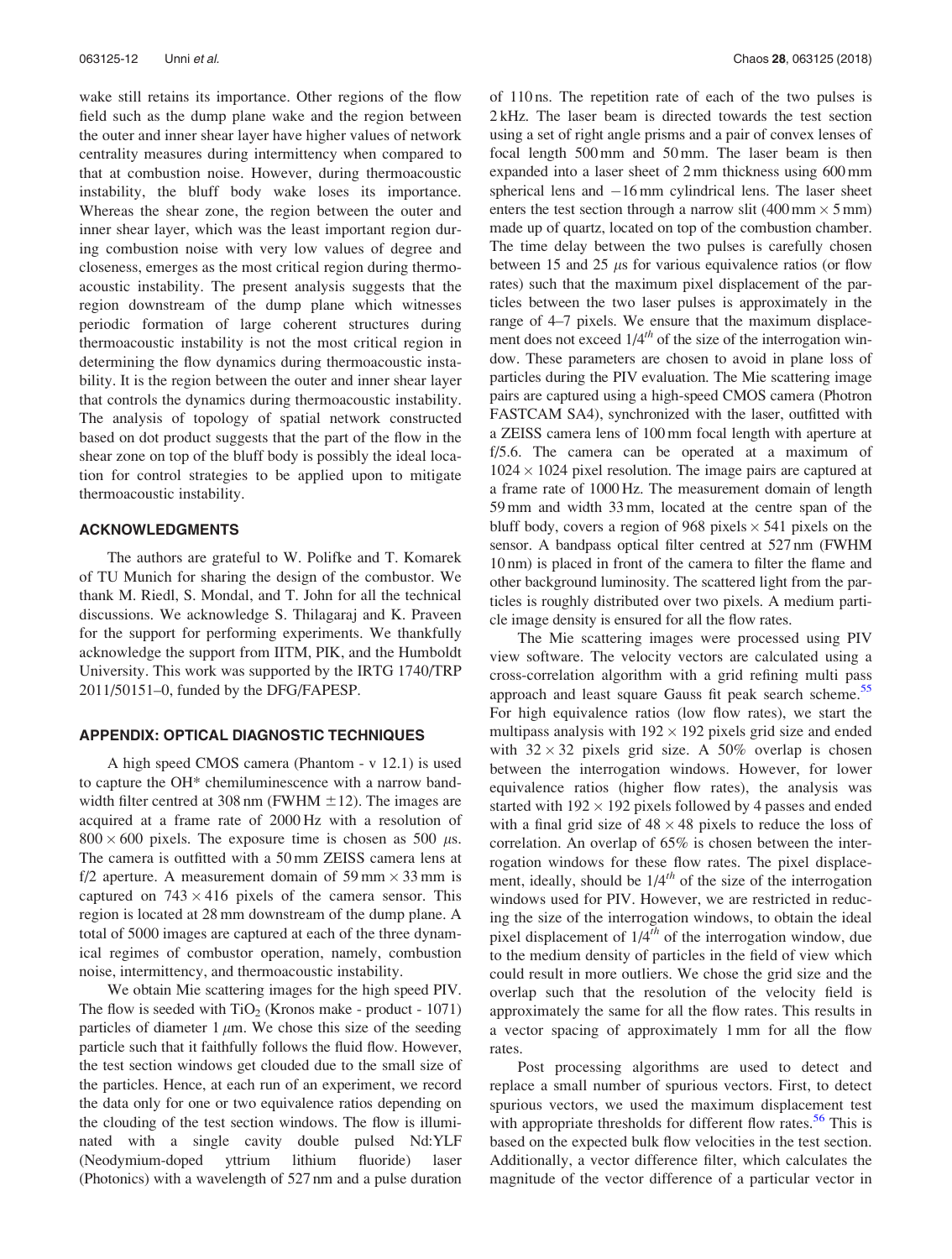wake still retains its importance. Other regions of the flow field such as the dump plane wake and the region between the outer and inner shear layer have higher values of network centrality measures during intermittency when compared to that at combustion noise. However, during thermoacoustic instability, the bluff body wake loses its importance. Whereas the shear zone, the region between the outer and inner shear layer, which was the least important region during combustion noise with very low values of degree and closeness, emerges as the most critical region during thermoacoustic instability. The present analysis suggests that the region downstream of the dump plane which witnesses periodic formation of large coherent structures during thermoacoustic instability is not the most critical region in determining the flow dynamics during thermoacoustic instability. It is the region between the outer and inner shear layer that controls the dynamics during thermoacoustic instability. The analysis of topology of spatial network constructed based on dot product suggests that the part of the flow in the shear zone on top of the bluff body is possibly the ideal location for control strategies to be applied upon to mitigate thermoacoustic instability.

## ACKNOWLEDGMENTS

The authors are grateful to W. Polifke and T. Komarek of TU Munich for sharing the design of the combustor. We thank M. Riedl, S. Mondal, and T. John for all the technical discussions. We acknowledge S. Thilagaraj and K. Praveen for the support for performing experiments. We thankfully acknowledge the support from IITM, PIK, and the Humboldt University. This work was supported by the IRTG 1740/TRP 2011/50151–0, funded by the DFG/FAPESP.

## APPENDIX: OPTICAL DIAGNOSTIC TECHNIQUES

A high speed CMOS camera (Phantom - v 12.1) is used to capture the OH* chemiluminescence with a narrow bandwidth filter centred at 308 nm (FWHM $\pm 12$). The images are acquired at a frame rate of 2000 Hz with a resolution of $800 \times 600$ pixels. The exposure time is chosen as 500 $\mu$s. The camera is outfitted with a 50 mm ZEISS camera lens at f/2 aperture. A measurement domain of 59 mm $\times$ 33 mm is captured on $743 \times 416$ pixels of the camera sensor. This region is located at 28 mm downstream of the dump plane. A total of 5000 images are captured at each of the three dynamical regimes of combustor operation, namely, combustion noise, intermittency, and thermoacoustic instability.

We obtain Mie scattering images for the high speed PIV. The flow is seeded with $TiO_2$ (Kronos make - product - 1071) particles of diameter 1 $\mu$m. We chose this size of the seeding particle such that it faithfully follows the fluid flow. However, the test section windows get clouded due to the small size of the particles. Hence, at each run of an experiment, we record the data only for one or two equivalence ratios depending on the clouding of the test section windows. The flow is illuminated with a single cavity double pulsed Nd:YLF (Neodymium-doped yttrium lithium fluoride) laser (Photonics) with a wavelength of 527 nm and a pulse duration of 110 ns. The repetition rate of each of the two pulses is 2 kHz. The laser beam is directed towards the test section using a set of right angle prisms and a pair of convex lenses of focal length 500 mm and 50 mm. The laser beam is then expanded into a laser sheet of 2 mm thickness using 600 mm spherical lens and $-16$ mm cylindrical lens. The laser sheet enters the test section through a narrow slit (400 mm $\times$ 5 mm) made up of quartz, located on top of the combustion chamber. The time delay between the two pulses is carefully chosen between 15 and 25 $\mu$s for various equivalence ratios (or flow rates) such that the maximum pixel displacement of the particles between the two laser pulses is approximately in the range of 4–7 pixels. We ensure that the maximum displacement does not exceed $1/4^{th}$ of the size of the interrogation window. These parameters are chosen to avoid in plane loss of particles during the PIV evaluation. The Mie scattering image pairs are captured using a high-speed CMOS camera (Photron FASTCAM SA4), synchronized with the laser, outfitted with a ZEISS camera lens of 100 mm focal length with aperture at f/5.6. The camera can be operated at a maximum of $1024 \times 1024$ pixel resolution. The image pairs are captured at a frame rate of 1000 Hz. The measurement domain of length 59 mm and width 33 mm, located at the centre span of the bluff body, covers a region of 968 pixels $\times$ 541 pixels on the sensor. A bandpass optical filter centred at 527 nm (FWHM 10 nm) is placed in front of the camera to filter the flame and other background luminosity. The scattered light from the particles is roughly distributed over two pixels. A medium particle image density is ensured for all the flow rates.

The Mie scattering images were processed using PIV view software. The velocity vectors are calculated using a cross-correlation algorithm with a grid refining multi pass approach and least square Gauss fit peak search scheme.[55] For high equivalence ratios (low flow rates), we start the multipass analysis with $192 \times 192$ pixels grid size and ended with $32 \times 32$ pixels grid size. A 50% overlap is chosen between the interrogation windows. However, for lower equivalence ratios (higher flow rates), the analysis was started with $192 \times 192$ pixels followed by 4 passes and ended with a final grid size of $48 \times 48$ pixels to reduce the loss of correlation. An overlap of 65% is chosen between the interrogation windows for these flow rates. The pixel displacement, ideally, should be $1/4^{th}$ of the size of the interrogation windows used for PIV. However, we are restricted in reducing the size of the interrogation windows, to obtain the ideal pixel displacement of $1/4^{th}$ of the interrogation window, due to the medium density of particles in the field of view which could result in more outliers. We chose the grid size and the overlap such that the resolution of the velocity field is approximately the same for all the flow rates. This results in a vector spacing of approximately 1 mm for all the flow rates.

Post processing algorithms are used to detect and replace a small number of spurious vectors. First, to detect spurious vectors, we used the maximum displacement test with appropriate thresholds for different flow rates.[56] This is based on the expected bulk flow velocities in the test section. Additionally, a vector difference filter, which calculates the magnitude of the vector difference of a particular vector in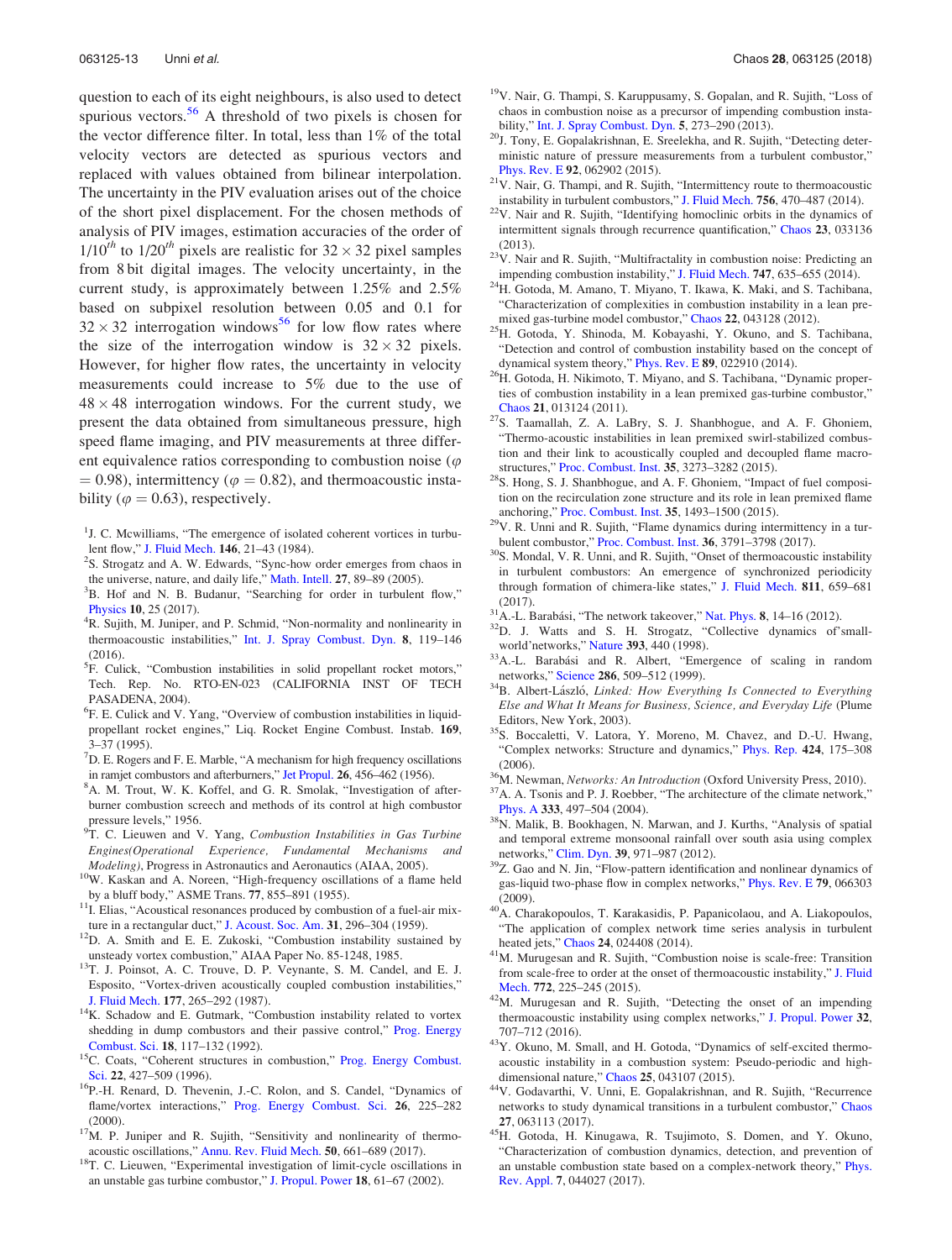question to each of its eight neighbours, is also used to detect spurious vectors.[56] A threshold of two pixels is chosen for the vector difference filter. In total, less than 1% of the total velocity vectors are detected as spurious vectors and replaced with values obtained from bilinear interpolation. The uncertainty in the PIV evaluation arises out of the choice of the short pixel displacement. For the chosen methods of analysis of PIV images, estimation accuracies of the order of $1/10^{th}$ to $1/20^{th}$ pixels are realistic for $32 \times 32$ pixel samples from 8 bit digital images. The velocity uncertainty, in the current study, is approximately between 1.25% and 2.5% based on subpixel resolution between 0.05 and 0.1 for $32 \times 32$ interrogation windows[56] for low flow rates where the size of the interrogation window is $32 \times 32$ pixels. However, for higher flow rates, the uncertainty in velocity measurements could increase to 5% due to the use of $48 \times 48$ interrogation windows. For the current study, we present the data obtained from simultaneous pressure, high speed flame imaging, and PIV measurements at three different equivalence ratios corresponding to combustion noise ($\varphi = 0.98$), intermittency ($\varphi = 0.82$), and thermoacoustic instability ($\varphi = 0.63$), respectively.

[1] J. C. Mcwilliams, "The emergence of isolated coherent vortices in turbulent flow," J. Fluid Mech. **146**, 21–43 (1984).

[2] S. Strogatz and A. W. Edwards, "Sync-how order emerges from chaos in the universe, nature, and daily life," Math. Intell. **27**, 89–89 (2005).

[3] B. Hof and N. B. Budanur, "Searching for order in turbulent flow," Physics **10**, 25 (2017).

[4] R. Sujith, M. Juniper, and P. Schmid, "Non-normality and nonlinearity in thermoacoustic instabilities," Int. J. Spray Combust. Dyn. **8**, 119–146 (2016).

[5] F. Culick, "Combustion instabilities in solid propellant rocket motors," Tech. Rep. No. RTO-EN-023 (CALIFORNIA INST OF TECH PASADENA, 2004).

[6] F. E. Culick and V. Yang, "Overview of combustion instabilities in liquid-propellant rocket engines," Liq. Rocket Engine Combust. Instab. **169**, 3–37 (1995).

[7] D. E. Rogers and F. E. Marble, "A mechanism for high frequency oscillations in ramjet combustors and afterburners," Jet Propul. **26**, 456–462 (1956).

[8] A. M. Trout, W. K. Koffel, and G. R. Smolak, "Investigation of afterburner combustion screech and methods of its control at high combustor pressure levels," 1956.

[9] T. C. Lieuwen and V. Yang, *Combustion Instabilities in Gas Turbine Engines(Operational Experience, Fundamental Mechanisms and Modeling)*, Progress in Astronautics and Aeronautics (AIAA, 2005).

[10] W. Kaskan and A. Noreen, "High-frequency oscillations of a flame held by a bluff body," ASME Trans. **77**, 855–891 (1955).

[11] I. Elias, "Acoustical resonances produced by combustion of a fuel-air mixture in a rectangular duct," J. Acoust. Soc. Am. **31**, 296–304 (1959).

[12] D. A. Smith and E. E. Zukoski, "Combustion instability sustained by unsteady vortex combustion," AIAA Paper No. 85-1248, 1985.

[13] T. J. Poinsot, A. C. Trouve, D. P. Veynante, S. M. Candel, and E. J. Esposito, "Vortex-driven acoustically coupled combustion instabilities," J. Fluid Mech. **177**, 265–292 (1987).

[14] K. Schadow and E. Gutmark, "Combustion instability related to vortex shedding in dump combustors and their passive control," Prog. Energy Combust. Sci. **18**, 117–132 (1992).

[15] C. Coats, "Coherent structures in combustion," Prog. Energy Combust. Sci. **22**, 427–509 (1996).

[16] P.-H. Renard, D. Thevenin, J.-C. Rolon, and S. Candel, "Dynamics of flame/vortex interactions," Prog. Energy Combust. Sci. **26**, 225–282 (2000).

[17] M. P. Juniper and R. Sujith, "Sensitivity and nonlinearity of thermoacoustic oscillations," Annu. Rev. Fluid Mech. **50**, 661–689 (2017).

[18] T. C. Lieuwen, "Experimental investigation of limit-cycle oscillations in an unstable gas turbine combustor," J. Propul. Power **18**, 61–67 (2002).

[19] V. Nair, G. Thampi, S. Karuppusamy, S. Gopalan, and R. Sujith, "Loss of chaos in combustion noise as a precursor of impending combustion instability," Int. J. Spray Combust. Dyn. **5**, 273–290 (2013).

[20] J. Tony, E. Gopalakrishnan, E. Sreelekha, and R. Sujith, "Detecting deterministic nature of pressure measurements from a turbulent combustor," Phys. Rev. E **92**, 062902 (2015).

[21] V. Nair, G. Thampi, and R. Sujith, "Intermittency route to thermoacoustic instability in turbulent combustors," J. Fluid Mech. **756**, 470–487 (2014).

[22] V. Nair and R. Sujith, "Identifying homoclinic orbits in the dynamics of intermittent signals through recurrence quantification," Chaos **23**, 033136 (2013).

[23] V. Nair and R. Sujith, "Multifractality in combustion noise: Predicting an impending combustion instability," J. Fluid Mech. **747**, 635–655 (2014).

[24] H. Gotoda, M. Amano, T. Miyano, T. Ikawa, K. Maki, and S. Tachibana, "Characterization of complexities in combustion instability in a lean premixed gas-turbine model combustor," Chaos **22**, 043128 (2012).

[25] H. Gotoda, Y. Shinoda, M. Kobayashi, Y. Okuno, and S. Tachibana, "Detection and control of combustion instability based on the concept of dynamical system theory," Phys. Rev. E **89**, 022910 (2014).

[26] H. Gotoda, H. Nikimoto, T. Miyano, and S. Tachibana, "Dynamic properties of combustion instability in a lean premixed gas-turbine combustor," Chaos **21**, 013124 (2011).

[27] S. Taamallah, Z. A. LaBry, S. J. Shanbhogue, and A. F. Ghoniem, "Thermo-acoustic instabilities in lean premixed swirl-stabilized combustion and their link to acoustically coupled and decoupled flame macrostructures," Proc. Combust. Inst. **35**, 3273–3282 (2015).

[28] S. Hong, S. J. Shanbhogue, and A. F. Ghoniem, "Impact of fuel composition on the recirculation zone structure and its role in lean premixed flame anchoring," Proc. Combust. Inst. **35**, 1493–1500 (2015).

[29] V. R. Unni and R. Sujith, "Flame dynamics during intermittency in a turbulent combustor," Proc. Combust. Inst. **36**, 3791–3798 (2017).

[30] S. Mondal, V. R. Unni, and R. Sujith, "Onset of thermoacoustic instability in turbulent combustors: An emergence of synchronized periodicity through formation of chimera-like states," J. Fluid Mech. **811**, 659–681 (2017).

[31] A.-L. Barabási, "The network takeover," Nat. Phys. **8**, 14–16 (2012).

[32] D. J. Watts and S. H. Strogatz, "Collective dynamics of'small-world'networks," Nature **393**, 440 (1998).

[33] A.-L. Barabási and R. Albert, "Emergence of scaling in random networks," Science **286**, 509–512 (1999).

[34] B. Albert-László, *Linked: How Everything Is Connected to Everything Else and What It Means for Business, Science, and Everyday Life* (Plume Editors, New York, 2003).

[35] S. Boccaletti, V. Latora, Y. Moreno, M. Chavez, and D.-U. Hwang, "Complex networks: Structure and dynamics," Phys. Rep. **424**, 175–308 (2006).

[36] M. Newman, *Networks: An Introduction* (Oxford University Press, 2010).

[37] A. A. Tsonis and P. J. Roebber, "The architecture of the climate network," Phys. A **333**, 497–504 (2004).

[38] N. Malik, B. Bookhagen, N. Marwan, and J. Kurths, "Analysis of spatial and temporal extreme monsoonal rainfall over south asia using complex networks," Clim. Dyn. **39**, 971–987 (2012).

[39] Z. Gao and N. Jin, "Flow-pattern identification and nonlinear dynamics of gas-liquid two-phase flow in complex networks," Phys. Rev. E **79**, 066303 (2009).

[40] A. Charakopoulos, T. Karakasidis, P. Papanicolaou, and A. Liakopoulos, "The application of complex network time series analysis in turbulent heated jets," Chaos **24**, 024408 (2014).

[41] M. Murugesan and R. Sujith, "Combustion noise is scale-free: Transition from scale-free to order at the onset of thermoacoustic instability," J. Fluid Mech. **772**, 225–245 (2015).

[42] M. Murugesan and R. Sujith, "Detecting the onset of an impending thermoacoustic instability using complex networks," J. Propul. Power **32**, 707–712 (2016).

[43] Y. Okuno, M. Small, and H. Gotoda, "Dynamics of self-excited thermoacoustic instability in a combustion system: Pseudo-periodic and high-dimensional nature," Chaos **25**, 043107 (2015).

[44] V. Godavarthi, V. Unni, E. Gopalakrishnan, and R. Sujith, "Recurrence networks to study dynamical transitions in a turbulent combustor," Chaos **27**, 063113 (2017).

[45] H. Gotoda, H. Kinugawa, R. Tsujimoto, S. Domen, and Y. Okuno, "Characterization of combustion dynamics, detection, and prevention of an unstable combustion state based on a complex-network theory," Phys. Rev. Appl. **7**, 044027 (2017).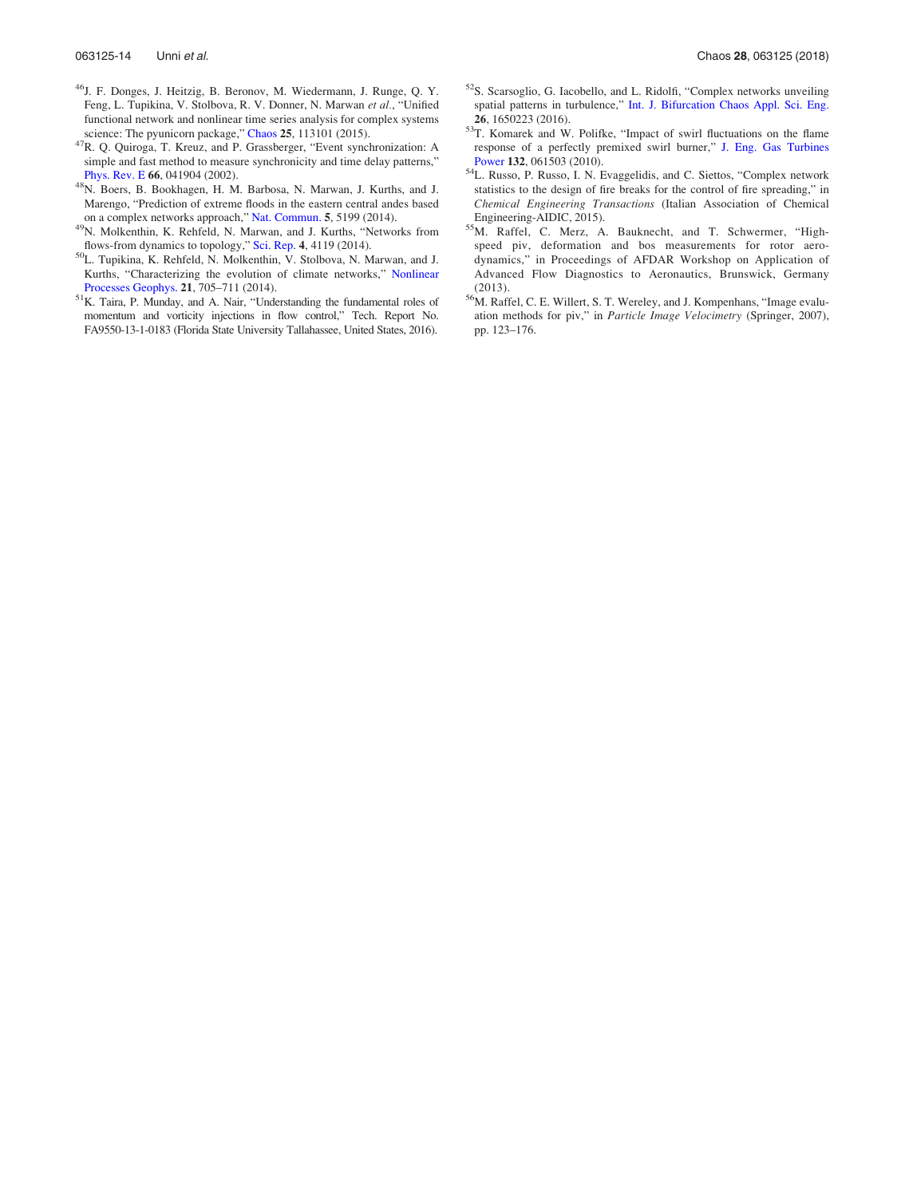[46] J. F. Donges, J. Heitzig, B. Beronov, M. Wiedermann, J. Runge, Q. Y. Feng, L. Tupikina, V. Stolbova, R. V. Donner, N. Marwan *et al.*, "Unified functional network and nonlinear time series analysis for complex systems science: The pyunicorn package," Chaos **25**, 113101 (2015).

[47] R. Q. Quiroga, T. Kreuz, and P. Grassberger, "Event synchronization: A simple and fast method to measure synchronicity and time delay patterns," Phys. Rev. E **66**, 041904 (2002).

[48] N. Boers, B. Bookhagen, H. M. Barbosa, N. Marwan, J. Kurths, and J. Marengo, "Prediction of extreme floods in the eastern central andes based on a complex networks approach," Nat. Commun. **5**, 5199 (2014).

[49] N. Molkenthin, K. Rehfeld, N. Marwan, and J. Kurths, "Networks from flows-from dynamics to topology," Sci. Rep. **4**, 4119 (2014).

[50] L. Tupikina, K. Rehfeld, N. Molkenthin, V. Stolbova, N. Marwan, and J. Kurths, "Characterizing the evolution of climate networks," Nonlinear Processes Geophys. **21**, 705–711 (2014).

[51] K. Taira, P. Munday, and A. Nair, "Understanding the fundamental roles of momentum and vorticity injections in flow control," Tech. Report No. FA9550-13-1-0183 (Florida State University Tallahassee, United States, 2016).

[52] S. Scarsoglio, G. Iacobello, and L. Ridolfi, "Complex networks unveiling spatial patterns in turbulence," Int. J. Bifurcation Chaos Appl. Sci. Eng. **26**, 1650223 (2016).

[53] T. Komarek and W. Polifke, "Impact of swirl fluctuations on the flame response of a perfectly premixed swirl burner," J. Eng. Gas Turbines Power **132**, 061503 (2010).

[54] L. Russo, P. Russo, I. N. Evaggelidis, and C. Siettos, "Complex network statistics to the design of fire breaks for the control of fire spreading," in *Chemical Engineering Transactions* (Italian Association of Chemical Engineering-AIDIC, 2015).

[55] M. Raffel, C. Merz, A. Bauknecht, and T. Schwermer, "High-speed piv, deformation and bos measurements for rotor aerodynamics," in Proceedings of AFDAR Workshop on Application of Advanced Flow Diagnostics to Aeronautics, Brunswick, Germany (2013).

[56] M. Raffel, C. E. Willert, S. T. Wereley, and J. Kompenhans, "Image evaluation methods for piv," in *Particle Image Velocimetry* (Springer, 2007), pp. 123–176.